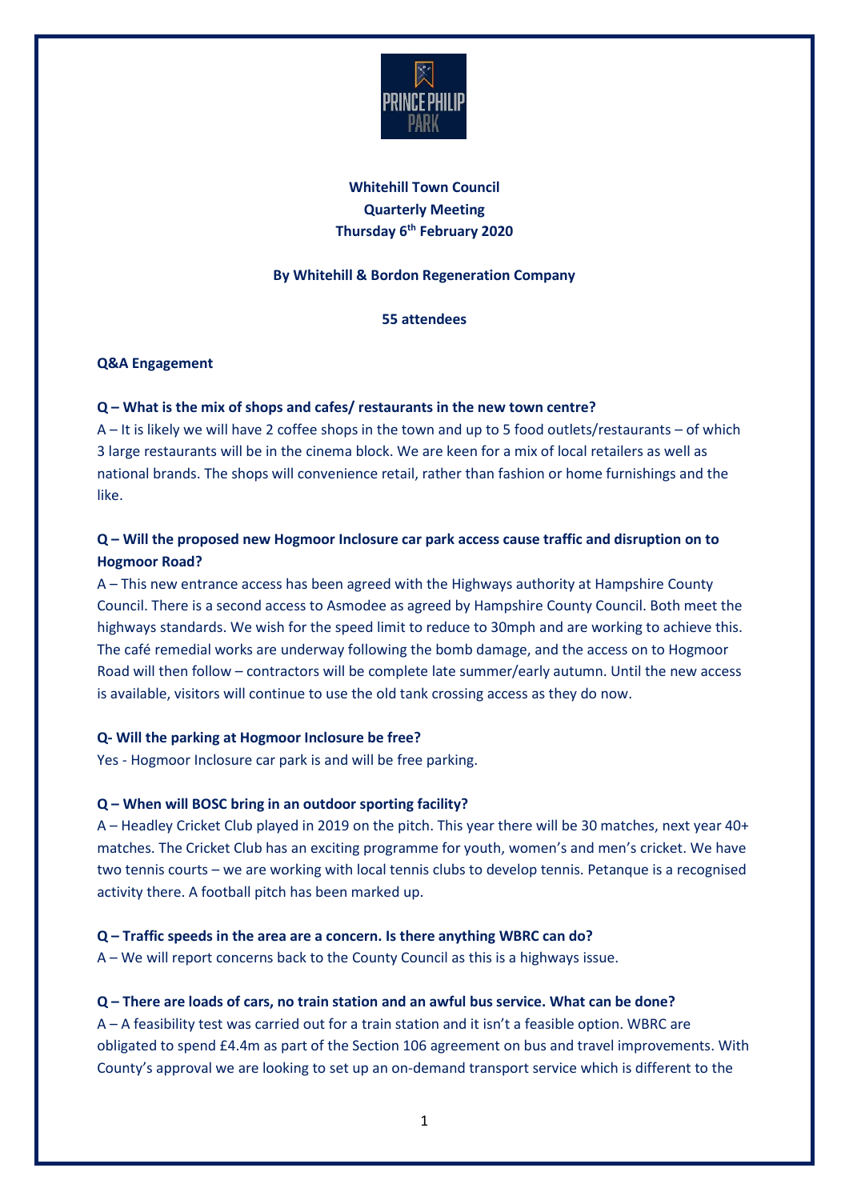**Whitehill Town Council**
**Quarterly Meeting**
**Thursday 6th February 2020**

**By Whitehill & Bordon Regeneration Company**

**55 attendees**

**Q&A Engagement**

**Q – What is the mix of shops and cafes/ restaurants in the new town centre?**
A – It is likely we will have 2 coffee shops in the town and up to 5 food outlets/restaurants – of which 3 large restaurants will be in the cinema block. We are keen for a mix of local retailers as well as national brands. The shops will convenience retail, rather than fashion or home furnishings and the like.

**Q – Will the proposed new Hogmoor Inclosure car park access cause traffic and disruption on to Hogmoor Road?**
A – This new entrance access has been agreed with the Highways authority at Hampshire County Council. There is a second access to Asmodee as agreed by Hampshire County Council. Both meet the highways standards. We wish for the speed limit to reduce to 30mph and are working to achieve this. The café remedial works are underway following the bomb damage, and the access on to Hogmoor Road will then follow – contractors will be complete late summer/early autumn. Until the new access is available, visitors will continue to use the old tank crossing access as they do now.

**Q- Will the parking at Hogmoor Inclosure be free?**
Yes - Hogmoor Inclosure car park is and will be free parking.

**Q – When will BOSC bring in an outdoor sporting facility?**
A – Headley Cricket Club played in 2019 on the pitch. This year there will be 30 matches, next year 40+ matches. The Cricket Club has an exciting programme for youth, women's and men's cricket. We have two tennis courts – we are working with local tennis clubs to develop tennis. Petanque is a recognised activity there. A football pitch has been marked up.

**Q – Traffic speeds in the area are a concern. Is there anything WBRC can do?**
A – We will report concerns back to the County Council as this is a highways issue.

**Q – There are loads of cars, no train station and an awful bus service. What can be done?**
A – A feasibility test was carried out for a train station and it isn't a feasible option. WBRC are obligated to spend £4.4m as part of the Section 106 agreement on bus and travel improvements. With County's approval we are looking to set up an on-demand transport service which is different to the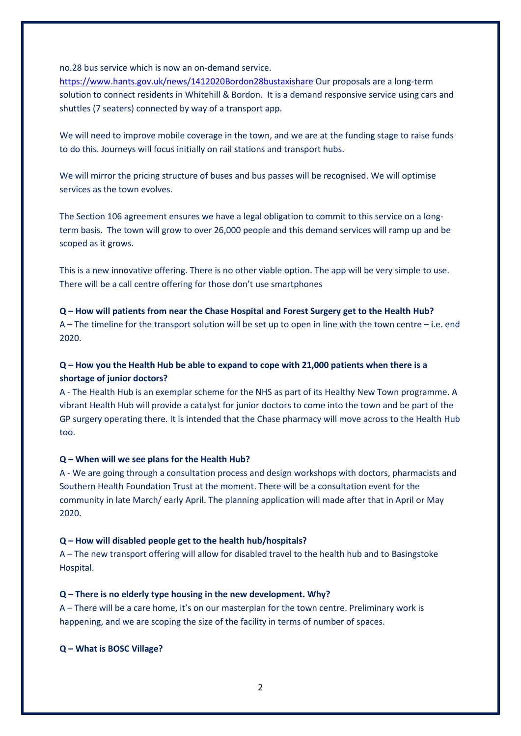no.28 bus service which is now an on-demand service. https://www.hants.gov.uk/news/1412020Bordon28bustaxishare Our proposals are a long-term solution to connect residents in Whitehill & Bordon. It is a demand responsive service using cars and shuttles (7 seaters) connected by way of a transport app.

We will need to improve mobile coverage in the town, and we are at the funding stage to raise funds to do this. Journeys will focus initially on rail stations and transport hubs.

We will mirror the pricing structure of buses and bus passes will be recognised. We will optimise services as the town evolves.

The Section 106 agreement ensures we have a legal obligation to commit to this service on a long-term basis. The town will grow to over 26,000 people and this demand services will ramp up and be scoped as it grows.

This is a new innovative offering. There is no other viable option. The app will be very simple to use. There will be a call centre offering for those don't use smartphones

**Q – How will patients from near the Chase Hospital and Forest Surgery get to the Health Hub?**
A – The timeline for the transport solution will be set up to open in line with the town centre – i.e. end 2020.

**Q – How you the Health Hub be able to expand to cope with 21,000 patients when there is a shortage of junior doctors?**
A - The Health Hub is an exemplar scheme for the NHS as part of its Healthy New Town programme. A vibrant Health Hub will provide a catalyst for junior doctors to come into the town and be part of the GP surgery operating there. It is intended that the Chase pharmacy will move across to the Health Hub too.

**Q – When will we see plans for the Health Hub?**
A - We are going through a consultation process and design workshops with doctors, pharmacists and Southern Health Foundation Trust at the moment. There will be a consultation event for the community in late March/ early April. The planning application will made after that in April or May 2020.

**Q – How will disabled people get to the health hub/hospitals?**
A – The new transport offering will allow for disabled travel to the health hub and to Basingstoke Hospital.

**Q – There is no elderly type housing in the new development. Why?**
A – There will be a care home, it's on our masterplan for the town centre. Preliminary work is happening, and we are scoping the size of the facility in terms of number of spaces.

**Q – What is BOSC Village?**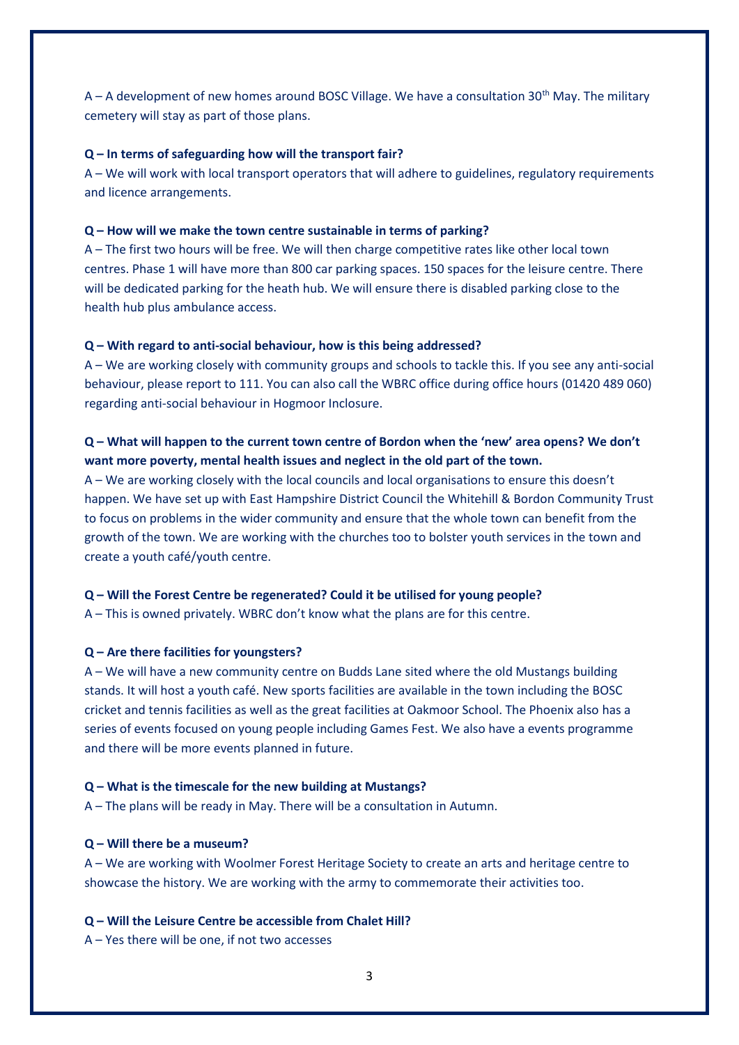A – A development of new homes around BOSC Village. We have a consultation 30th May. The military cemetery will stay as part of those plans.

**Q – In terms of safeguarding how will the transport fair?**

A – We will work with local transport operators that will adhere to guidelines, regulatory requirements and licence arrangements.

**Q – How will we make the town centre sustainable in terms of parking?**

A – The first two hours will be free. We will then charge competitive rates like other local town centres. Phase 1 will have more than 800 car parking spaces. 150 spaces for the leisure centre. There will be dedicated parking for the heath hub. We will ensure there is disabled parking close to the health hub plus ambulance access.

**Q – With regard to anti-social behaviour, how is this being addressed?**

A – We are working closely with community groups and schools to tackle this. If you see any anti-social behaviour, please report to 111. You can also call the WBRC office during office hours (01420 489 060) regarding anti-social behaviour in Hogmoor Inclosure.

**Q – What will happen to the current town centre of Bordon when the 'new' area opens? We don't want more poverty, mental health issues and neglect in the old part of the town.**

A – We are working closely with the local councils and local organisations to ensure this doesn't happen. We have set up with East Hampshire District Council the Whitehill & Bordon Community Trust to focus on problems in the wider community and ensure that the whole town can benefit from the growth of the town. We are working with the churches too to bolster youth services in the town and create a youth café/youth centre.

**Q – Will the Forest Centre be regenerated? Could it be utilised for young people?**

A – This is owned privately. WBRC don't know what the plans are for this centre.

**Q – Are there facilities for youngsters?**

A – We will have a new community centre on Budds Lane sited where the old Mustangs building stands. It will host a youth café. New sports facilities are available in the town including the BOSC cricket and tennis facilities as well as the great facilities at Oakmoor School. The Phoenix also has a series of events focused on young people including Games Fest. We also have a events programme and there will be more events planned in future.

**Q – What is the timescale for the new building at Mustangs?**

A – The plans will be ready in May. There will be a consultation in Autumn.

**Q – Will there be a museum?**

A – We are working with Woolmer Forest Heritage Society to create an arts and heritage centre to showcase the history. We are working with the army to commemorate their activities too.

**Q – Will the Leisure Centre be accessible from Chalet Hill?**

A – Yes there will be one, if not two accesses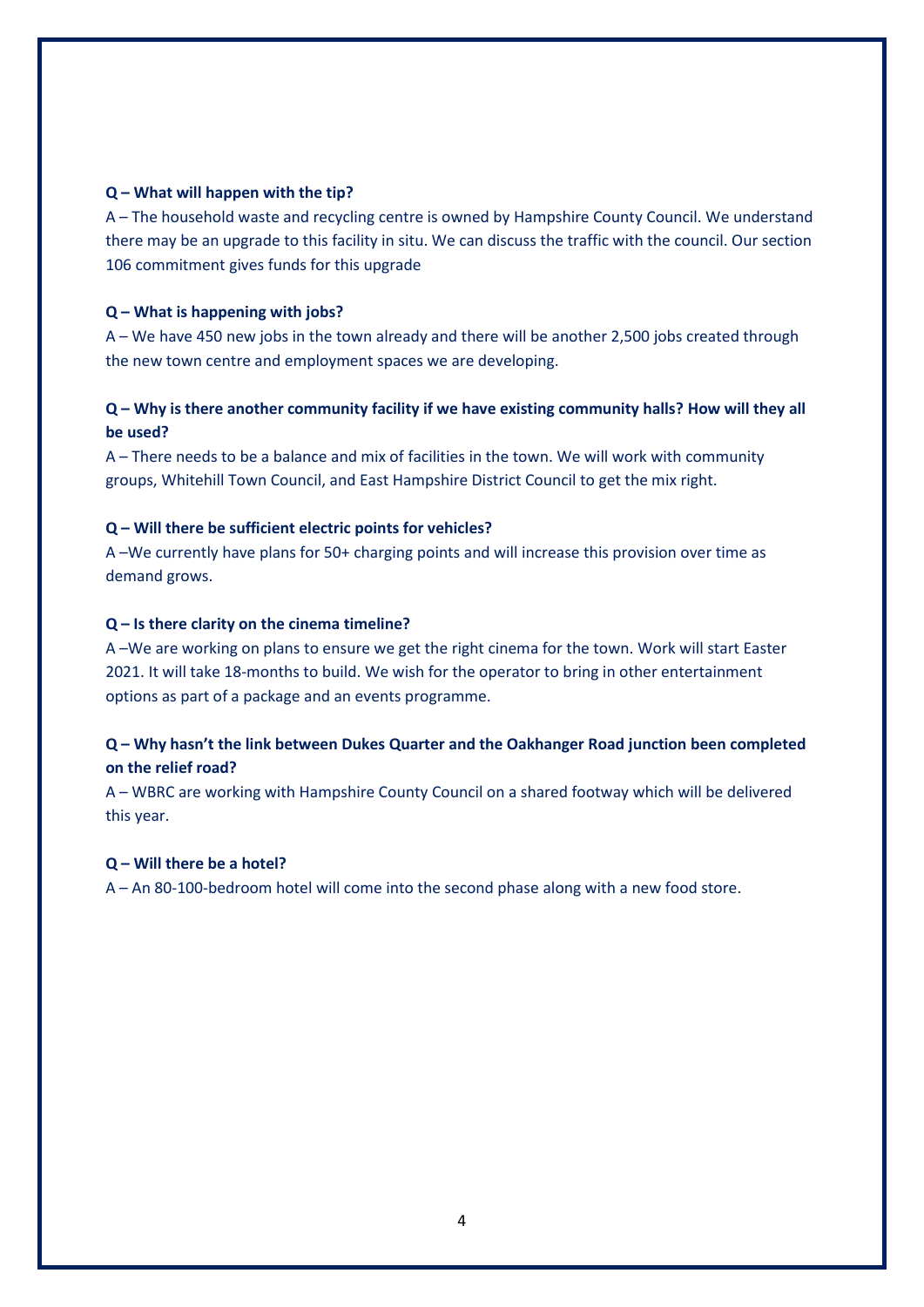**Q – What will happen with the tip?**

A – The household waste and recycling centre is owned by Hampshire County Council. We understand there may be an upgrade to this facility in situ. We can discuss the traffic with the council. Our section 106 commitment gives funds for this upgrade

**Q – What is happening with jobs?**

A – We have 450 new jobs in the town already and there will be another 2,500 jobs created through the new town centre and employment spaces we are developing.

**Q – Why is there another community facility if we have existing community halls? How will they all be used?**

A – There needs to be a balance and mix of facilities in the town. We will work with community groups, Whitehill Town Council, and East Hampshire District Council to get the mix right.

**Q – Will there be sufficient electric points for vehicles?**

A –We currently have plans for 50+ charging points and will increase this provision over time as demand grows.

**Q – Is there clarity on the cinema timeline?**

A –We are working on plans to ensure we get the right cinema for the town. Work will start Easter 2021. It will take 18-months to build. We wish for the operator to bring in other entertainment options as part of a package and an events programme.

**Q – Why hasn't the link between Dukes Quarter and the Oakhanger Road junction been completed on the relief road?**

A – WBRC are working with Hampshire County Council on a shared footway which will be delivered this year.

**Q – Will there be a hotel?**

A – An 80-100-bedroom hotel will come into the second phase along with a new food store.